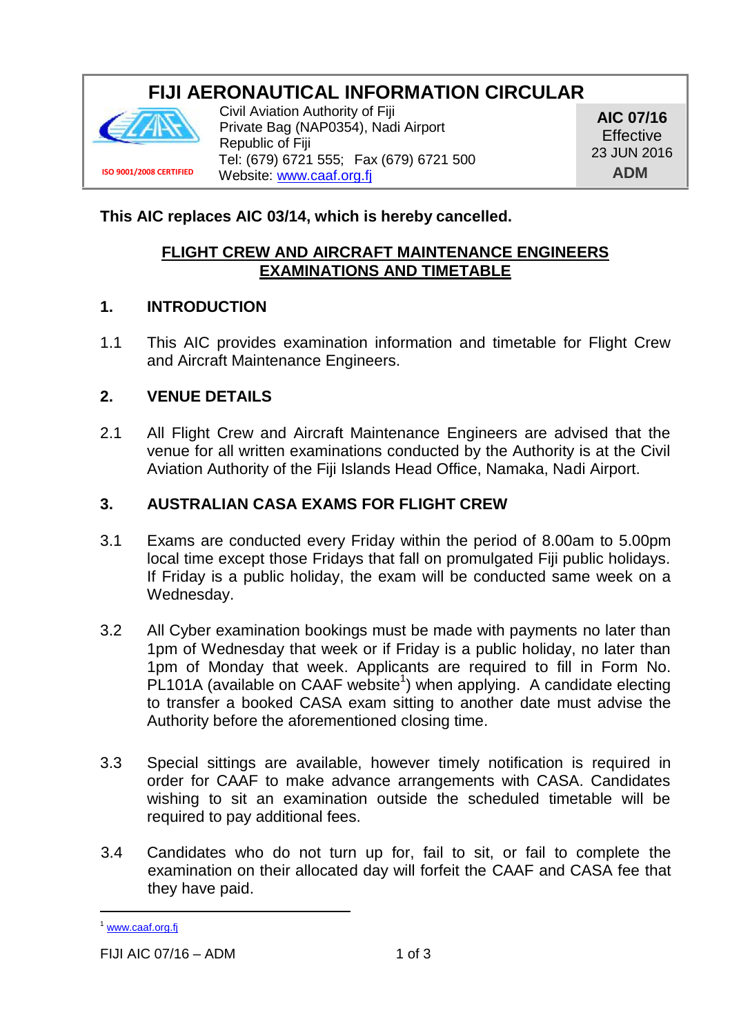# FIJI AERONAUTICAL INFORMATION CIRCULAR

ISO 9001/2008 CERTIFIED

Civil Aviation Authority of Fiji
Private Bag (NAP0354), Nadi Airport
Republic of Fiji
Tel: (679) 6721 555; Fax (679) 6721 500
Website: www.caaf.org.fj

**AIC 07/16**
Effective
23 JUN 2016
**ADM**

**This AIC replaces AIC 03/14, which is hereby cancelled.**

## FLIGHT CREW AND AIRCRAFT MAINTENANCE ENGINEERS EXAMINATIONS AND TIMETABLE

### 1. INTRODUCTION

1.1 This AIC provides examination information and timetable for Flight Crew and Aircraft Maintenance Engineers.

### 2. VENUE DETAILS

2.1 All Flight Crew and Aircraft Maintenance Engineers are advised that the venue for all written examinations conducted by the Authority is at the Civil Aviation Authority of the Fiji Islands Head Office, Namaka, Nadi Airport.

### 3. AUSTRALIAN CASA EXAMS FOR FLIGHT CREW

3.1 Exams are conducted every Friday within the period of 8.00am to 5.00pm local time except those Fridays that fall on promulgated Fiji public holidays. If Friday is a public holiday, the exam will be conducted same week on a Wednesday.

3.2 All Cyber examination bookings must be made with payments no later than 1pm of Wednesday that week or if Friday is a public holiday, no later than 1pm of Monday that week. Applicants are required to fill in Form No. PL101A (available on CAAF website[1]) when applying. A candidate electing to transfer a booked CASA exam sitting to another date must advise the Authority before the aforementioned closing time.

3.3 Special sittings are available, however timely notification is required in order for CAAF to make advance arrangements with CASA. Candidates wishing to sit an examination outside the scheduled timetable will be required to pay additional fees.

3.4 Candidates who do not turn up for, fail to sit, or fail to complete the examination on their allocated day will forfeit the CAAF and CASA fee that they have paid.

[1] www.caaf.org.fj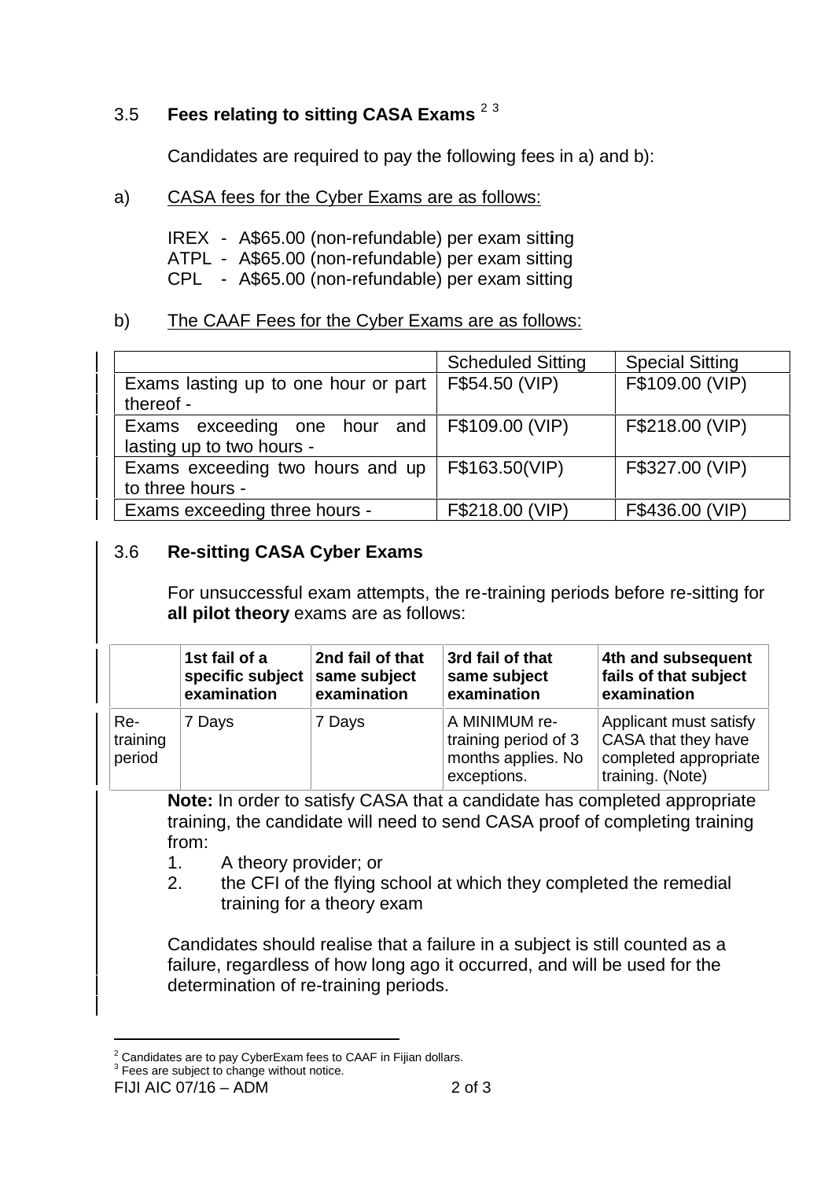## 3.5 **Fees relating to sitting CASA Exams** [2] [3]

Candidates are required to pay the following fees in a) and b):

a) CASA fees for the Cyber Exams are as follows:

IREX - A$65.00 (non-refundable) per exam sitting
ATPL - A$65.00 (non-refundable) per exam sitting
CPL - A$65.00 (non-refundable) per exam sitting

b) The CAAF Fees for the Cyber Exams are as follows:

| | Scheduled Sitting | Special Sitting |
|---|---|---|
| Exams lasting up to one hour or part thereof - | F$54.50 (VIP) | F$109.00 (VIP) |
| Exams exceeding one hour and lasting up to two hours - | F$109.00 (VIP) | F$218.00 (VIP) |
| Exams exceeding two hours and up to three hours - | F$163.50(VIP) | F$327.00 (VIP) |
| Exams exceeding three hours - | F$218.00 (VIP) | F$436.00 (VIP) |

## 3.6 **Re-sitting CASA Cyber Exams**

For unsuccessful exam attempts, the re-training periods before re-sitting for **all pilot theory** exams are as follows:

| | **1st fail of a specific subject examination** | **2nd fail of that same subject examination** | **3rd fail of that same subject examination** | **4th and subsequent fails of that subject examination** |
|---|---|---|---|---|
| Re-training period | 7 Days | 7 Days | A MINIMUM re-training period of 3 months applies. No exceptions. | Applicant must satisfy CASA that they have completed appropriate training. (Note) |

**Note:** In order to satisfy CASA that a candidate has completed appropriate training, the candidate will need to send CASA proof of completing training from:

1. A theory provider; or
2. the CFI of the flying school at which they completed the remedial training for a theory exam

Candidates should realise that a failure in a subject is still counted as a failure, regardless of how long ago it occurred, and will be used for the determination of re-training periods.

[2] Candidates are to pay CyberExam fees to CAAF in Fijian dollars.
[3] Fees are subject to change without notice.

FIJI AIC 07/16 – ADM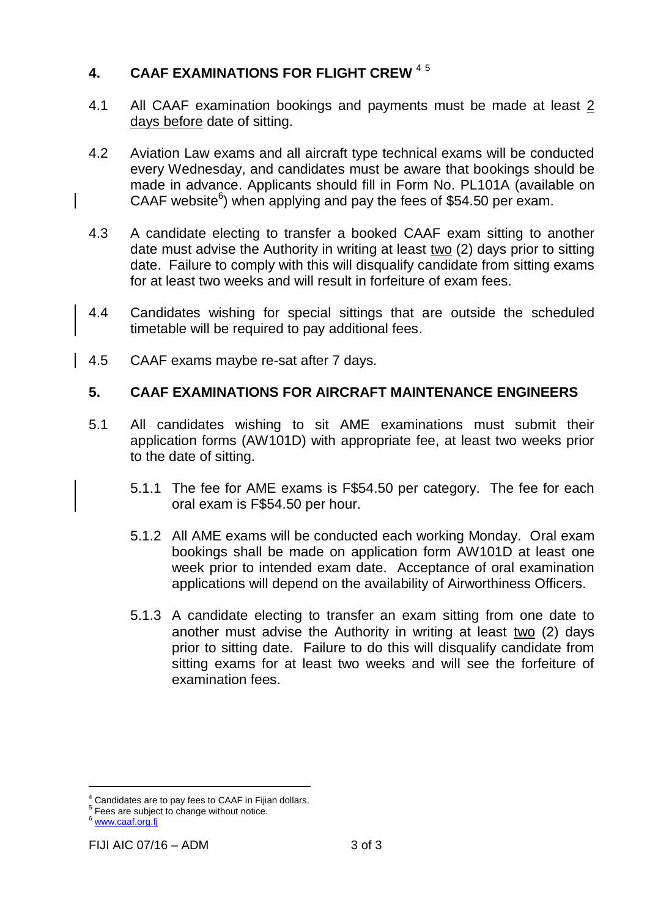## 4. CAAF EXAMINATIONS FOR FLIGHT CREW [4] [5]

4.1 All CAAF examination bookings and payments must be made at least 2 days before date of sitting.

4.2 Aviation Law exams and all aircraft type technical exams will be conducted every Wednesday, and candidates must be aware that bookings should be made in advance. Applicants should fill in Form No. PL101A (available on CAAF website[6]) when applying and pay the fees of $54.50 per exam.

4.3 A candidate electing to transfer a booked CAAF exam sitting to another date must advise the Authority in writing at least two (2) days prior to sitting date. Failure to comply with this will disqualify candidate from sitting exams for at least two weeks and will result in forfeiture of exam fees.

4.4 Candidates wishing for special sittings that are outside the scheduled timetable will be required to pay additional fees.

4.5 CAAF exams maybe re-sat after 7 days.

## 5. CAAF EXAMINATIONS FOR AIRCRAFT MAINTENANCE ENGINEERS

5.1 All candidates wishing to sit AME examinations must submit their application forms (AW101D) with appropriate fee, at least two weeks prior to the date of sitting.

5.1.1 The fee for AME exams is F$54.50 per category. The fee for each oral exam is F$54.50 per hour.

5.1.2 All AME exams will be conducted each working Monday. Oral exam bookings shall be made on application form AW101D at least one week prior to intended exam date. Acceptance of oral examination applications will depend on the availability of Airworthiness Officers.

5.1.3 A candidate electing to transfer an exam sitting from one date to another must advise the Authority in writing at least two (2) days prior to sitting date. Failure to do this will disqualify candidate from sitting exams for at least two weeks and will see the forfeiture of examination fees.

---

[4] Candidates are to pay fees to CAAF in Fijian dollars.

[5] Fees are subject to change without notice.

[6] www.caaf.org.fj